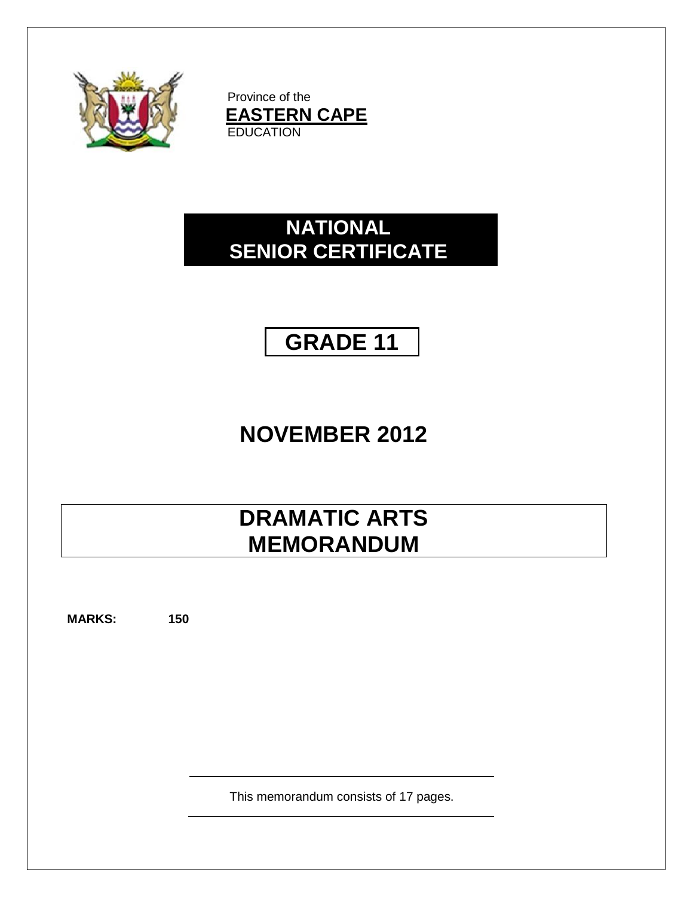Province of the
**EASTERN CAPE**
EDUCATION

# NATIONAL SENIOR CERTIFICATE

# GRADE 11

## NOVEMBER 2012

# DRAMATIC ARTS MEMORANDUM

**MARKS:** **150**

This memorandum consists of 17 pages.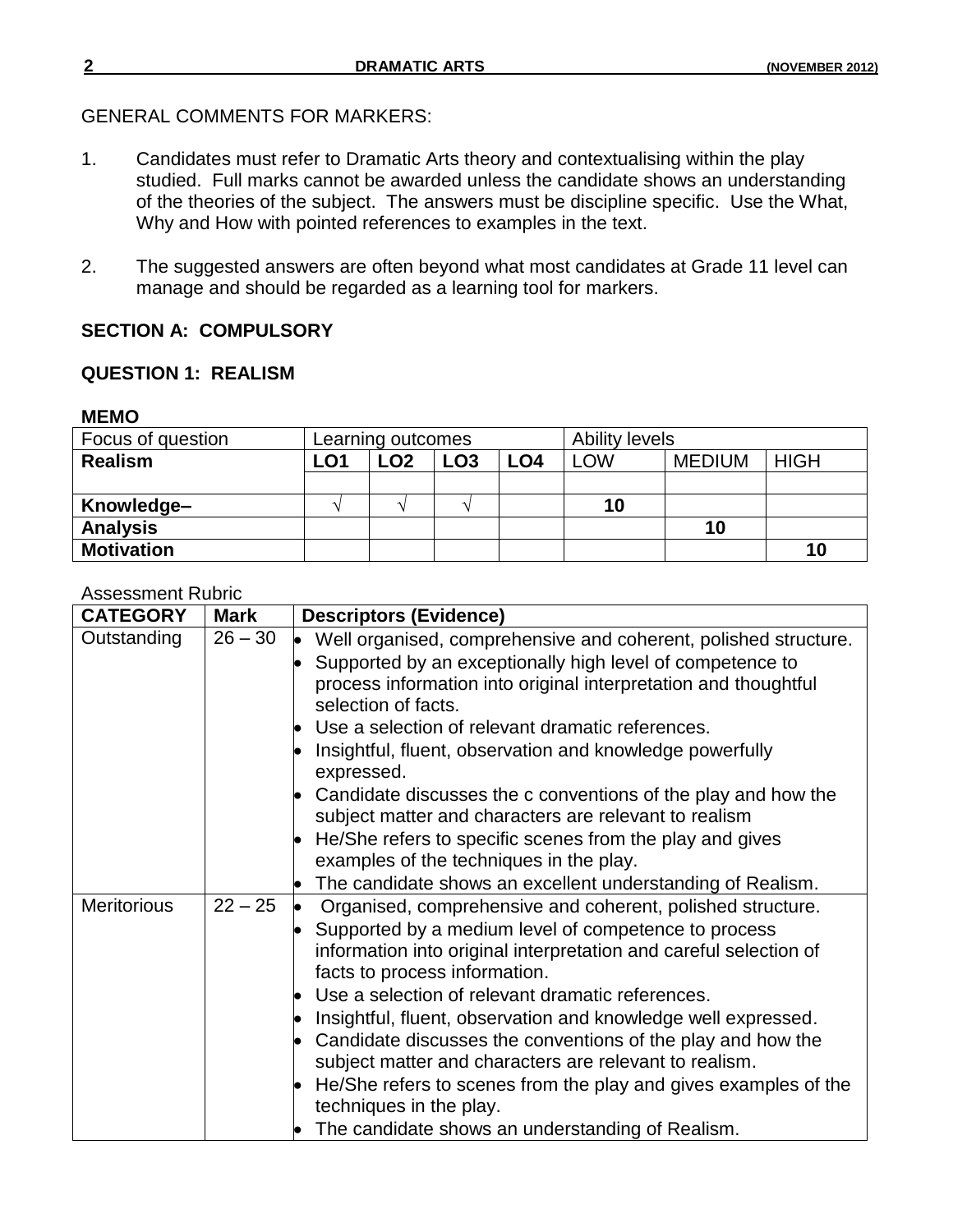GENERAL COMMENTS FOR MARKERS:

1. Candidates must refer to Dramatic Arts theory and contextualising within the play studied. Full marks cannot be awarded unless the candidate shows an understanding of the theories of the subject. The answers must be discipline specific. Use the What, Why and How with pointed references to examples in the text.

2. The suggested answers are often beyond what most candidates at Grade 11 level can manage and should be regarded as a learning tool for markers.

## SECTION A: COMPULSORY

### QUESTION 1: REALISM

**MEMO**

| Focus of question | Learning outcomes | | | | Ability levels | | |
|---|---|---|---|---|---|---|---|
| **Realism** | **LO1** | **LO2** | **LO3** | **LO4** | LOW | MEDIUM | HIGH |
| | | | | | | | |
| **Knowledge–** | √ | √ | √ | | **10** | | |
| **Analysis** | | | | | | **10** | |
| **Motivation** | | | | | | | **10** |

Assessment Rubric

| CATEGORY | Mark | Descriptors (Evidence) |
|---|---|---|
| Outstanding | 26 – 30 | • Well organised, comprehensive and coherent, polished structure.<br>• Supported by an exceptionally high level of competence to process information into original interpretation and thoughtful selection of facts.<br>• Use a selection of relevant dramatic references.<br>• Insightful, fluent, observation and knowledge powerfully expressed.<br>• Candidate discusses the c conventions of the play and how the subject matter and characters are relevant to realism<br>• He/She refers to specific scenes from the play and gives examples of the techniques in the play.<br>• The candidate shows an excellent understanding of Realism. |
| Meritorious | 22 – 25 | • Organised, comprehensive and coherent, polished structure.<br>• Supported by a medium level of competence to process information into original interpretation and careful selection of facts to process information.<br>• Use a selection of relevant dramatic references.<br>• Insightful, fluent, observation and knowledge well expressed.<br>• Candidate discusses the conventions of the play and how the subject matter and characters are relevant to realism.<br>• He/She refers to scenes from the play and gives examples of the techniques in the play.<br>• The candidate shows an understanding of Realism. |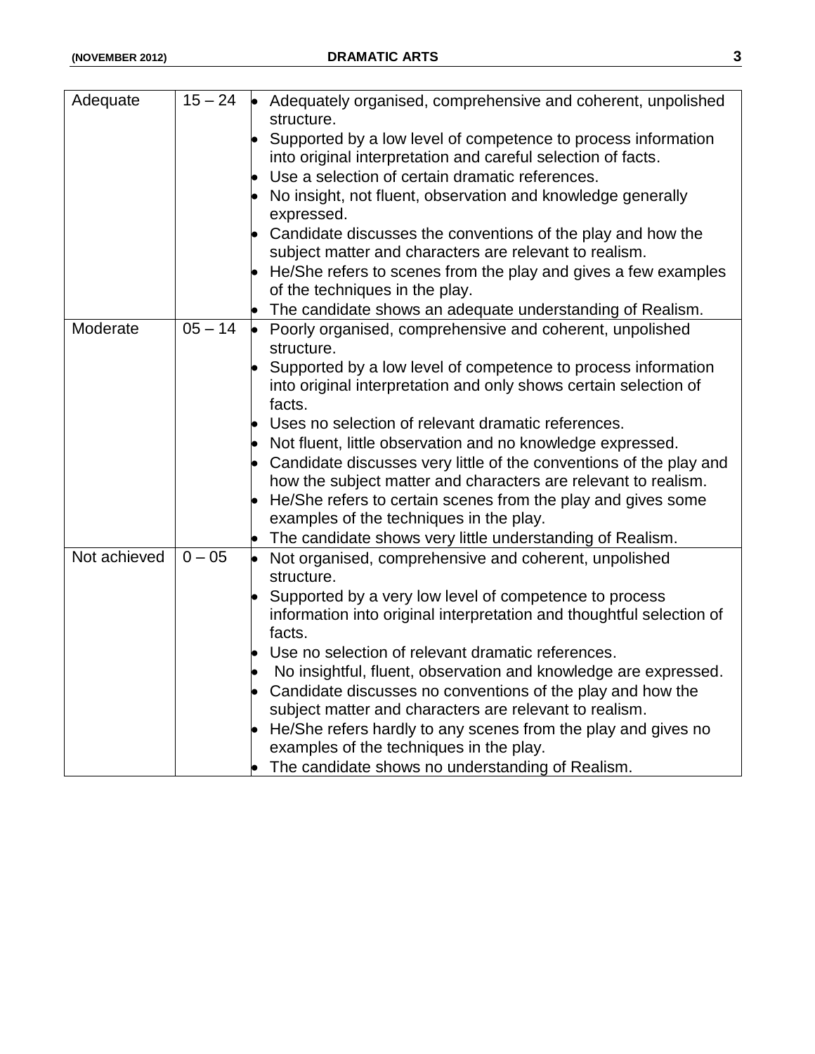| | | |
|---|---|---|
| Adequate | 15 – 24 | • Adequately organised, comprehensive and coherent, unpolished structure.<br>• Supported by a low level of competence to process information into original interpretation and careful selection of facts.<br>• Use a selection of certain dramatic references.<br>• No insight, not fluent, observation and knowledge generally expressed.<br>• Candidate discusses the conventions of the play and how the subject matter and characters are relevant to realism.<br>• He/She refers to scenes from the play and gives a few examples of the techniques in the play.<br>• The candidate shows an adequate understanding of Realism. |
| Moderate | 05 – 14 | • Poorly organised, comprehensive and coherent, unpolished structure.<br>• Supported by a low level of competence to process information into original interpretation and only shows certain selection of facts.<br>• Uses no selection of relevant dramatic references.<br>• Not fluent, little observation and no knowledge expressed.<br>• Candidate discusses very little of the conventions of the play and how the subject matter and characters are relevant to realism.<br>• He/She refers to certain scenes from the play and gives some examples of the techniques in the play.<br>• The candidate shows very little understanding of Realism. |
| Not achieved | 0 – 05 | • Not organised, comprehensive and coherent, unpolished structure.<br>• Supported by a very low level of competence to process information into original interpretation and thoughtful selection of facts.<br>• Use no selection of relevant dramatic references.<br>• No insightful, fluent, observation and knowledge are expressed.<br>• Candidate discusses no conventions of the play and how the subject matter and characters are relevant to realism.<br>• He/She refers hardly to any scenes from the play and gives no examples of the techniques in the play.<br>• The candidate shows no understanding of Realism. |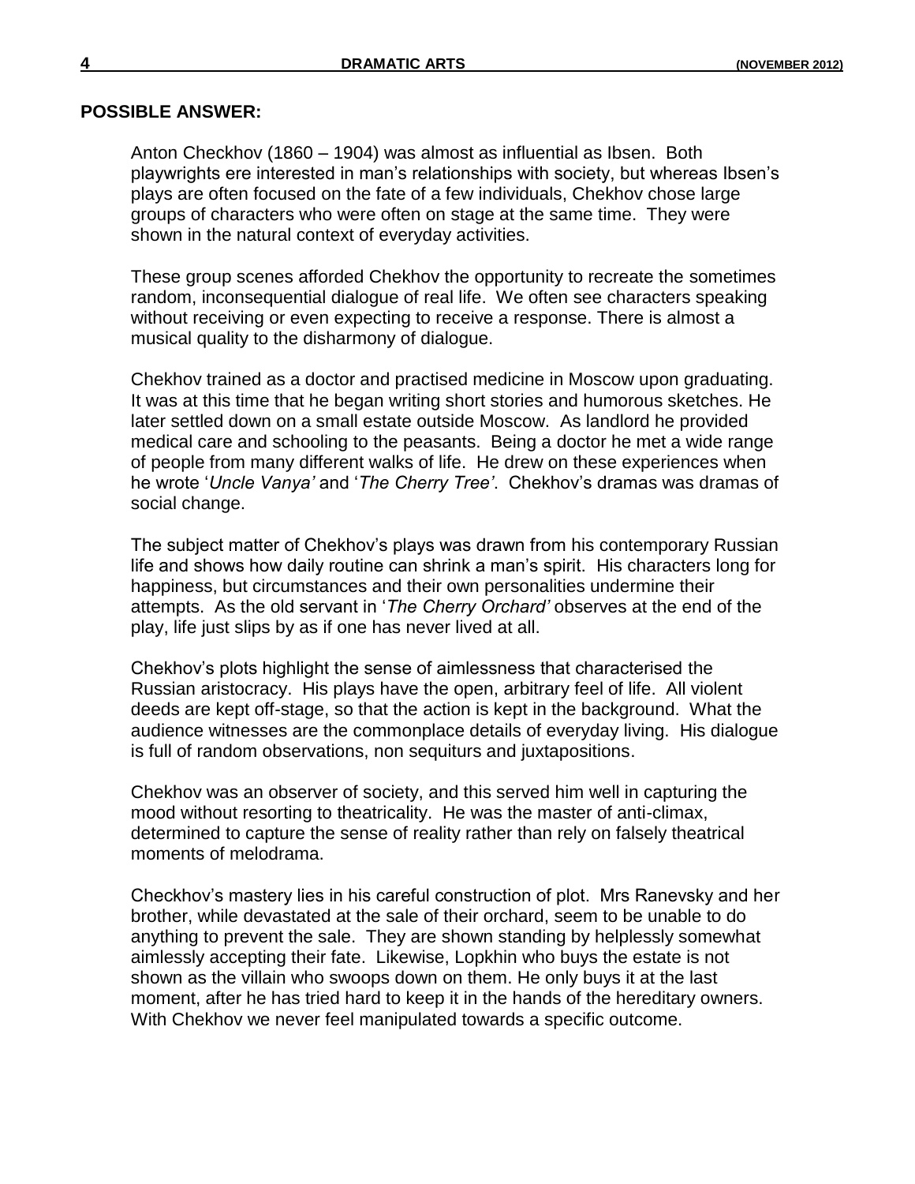**POSSIBLE ANSWER:**

Anton Checkhov (1860 – 1904) was almost as influential as Ibsen. Both playwrights ere interested in man's relationships with society, but whereas Ibsen's plays are often focused on the fate of a few individuals, Chekhov chose large groups of characters who were often on stage at the same time. They were shown in the natural context of everyday activities.

These group scenes afforded Chekhov the opportunity to recreate the sometimes random, inconsequential dialogue of real life. We often see characters speaking without receiving or even expecting to receive a response. There is almost a musical quality to the disharmony of dialogue.

Chekhov trained as a doctor and practised medicine in Moscow upon graduating. It was at this time that he began writing short stories and humorous sketches. He later settled down on a small estate outside Moscow. As landlord he provided medical care and schooling to the peasants. Being a doctor he met a wide range of people from many different walks of life. He drew on these experiences when he wrote '*Uncle Vanya'* and '*The Cherry Tree'*. Chekhov's dramas was dramas of social change.

The subject matter of Chekhov's plays was drawn from his contemporary Russian life and shows how daily routine can shrink a man's spirit. His characters long for happiness, but circumstances and their own personalities undermine their attempts. As the old servant in '*The Cherry Orchard'* observes at the end of the play, life just slips by as if one has never lived at all.

Chekhov's plots highlight the sense of aimlessness that characterised the Russian aristocracy. His plays have the open, arbitrary feel of life. All violent deeds are kept off-stage, so that the action is kept in the background. What the audience witnesses are the commonplace details of everyday living. His dialogue is full of random observations, non sequiturs and juxtapositions.

Chekhov was an observer of society, and this served him well in capturing the mood without resorting to theatricality. He was the master of anti-climax, determined to capture the sense of reality rather than rely on falsely theatrical moments of melodrama.

Checkhov's mastery lies in his careful construction of plot. Mrs Ranevsky and her brother, while devastated at the sale of their orchard, seem to be unable to do anything to prevent the sale. They are shown standing by helplessly somewhat aimlessly accepting their fate. Likewise, Lopkhin who buys the estate is not shown as the villain who swoops down on them. He only buys it at the last moment, after he has tried hard to keep it in the hands of the hereditary owners. With Chekhov we never feel manipulated towards a specific outcome.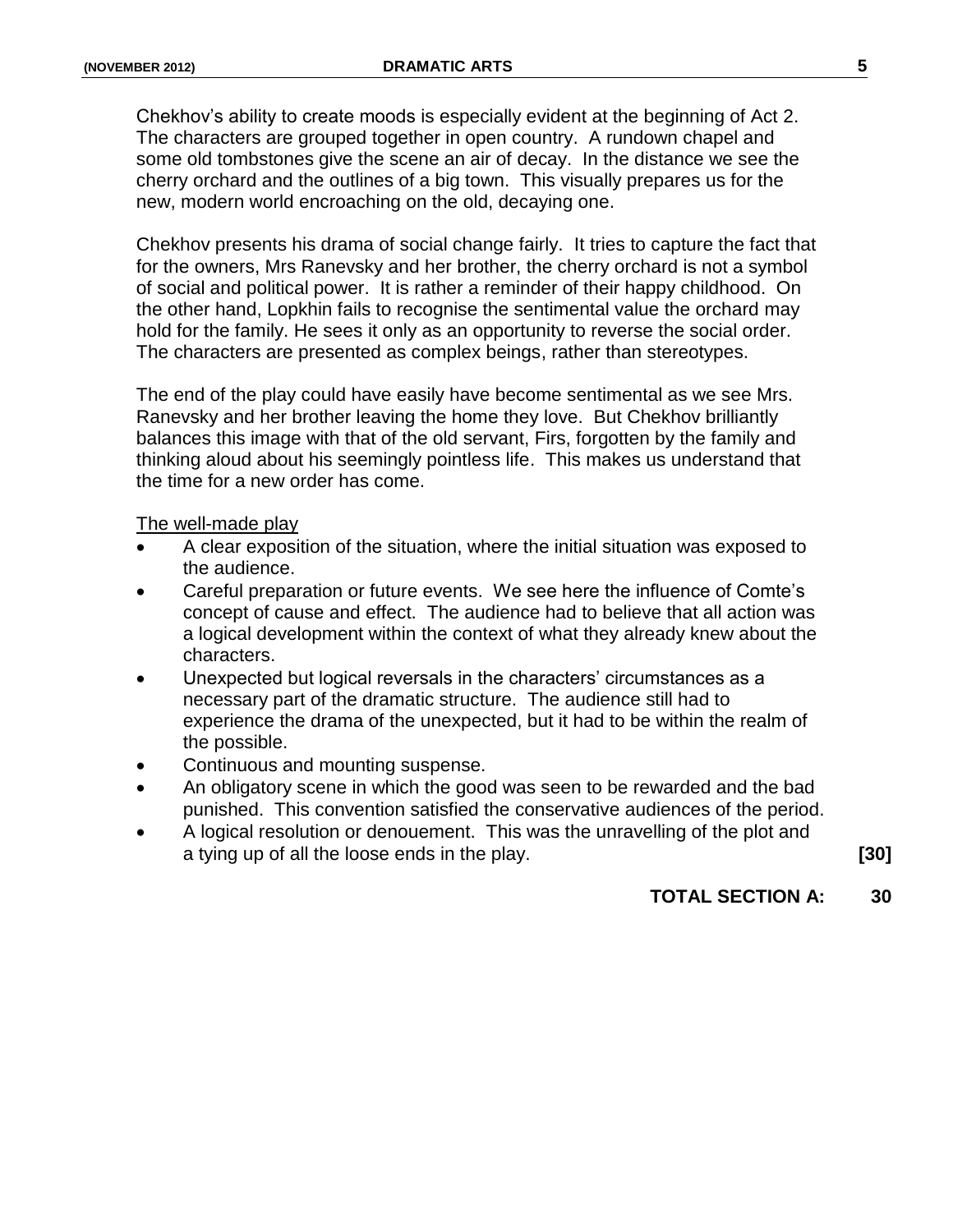Chekhov's ability to create moods is especially evident at the beginning of Act 2. The characters are grouped together in open country. A rundown chapel and some old tombstones give the scene an air of decay. In the distance we see the cherry orchard and the outlines of a big town. This visually prepares us for the new, modern world encroaching on the old, decaying one.

Chekhov presents his drama of social change fairly. It tries to capture the fact that for the owners, Mrs Ranevsky and her brother, the cherry orchard is not a symbol of social and political power. It is rather a reminder of their happy childhood. On the other hand, Lopkhin fails to recognise the sentimental value the orchard may hold for the family. He sees it only as an opportunity to reverse the social order. The characters are presented as complex beings, rather than stereotypes.

The end of the play could have easily have become sentimental as we see Mrs. Ranevsky and her brother leaving the home they love. But Chekhov brilliantly balances this image with that of the old servant, Firs, forgotten by the family and thinking aloud about his seemingly pointless life. This makes us understand that the time for a new order has come.

<u>The well-made play</u>

- A clear exposition of the situation, where the initial situation was exposed to the audience.
- Careful preparation or future events. We see here the influence of Comte's concept of cause and effect. The audience had to believe that all action was a logical development within the context of what they already knew about the characters.
- Unexpected but logical reversals in the characters' circumstances as a necessary part of the dramatic structure. The audience still had to experience the drama of the unexpected, but it had to be within the realm of the possible.
- Continuous and mounting suspense.
- An obligatory scene in which the good was seen to be rewarded and the bad punished. This convention satisfied the conservative audiences of the period.
- A logical resolution or denouement. This was the unravelling of the plot and a tying up of all the loose ends in the play. **[30]**

**TOTAL SECTION A: 30**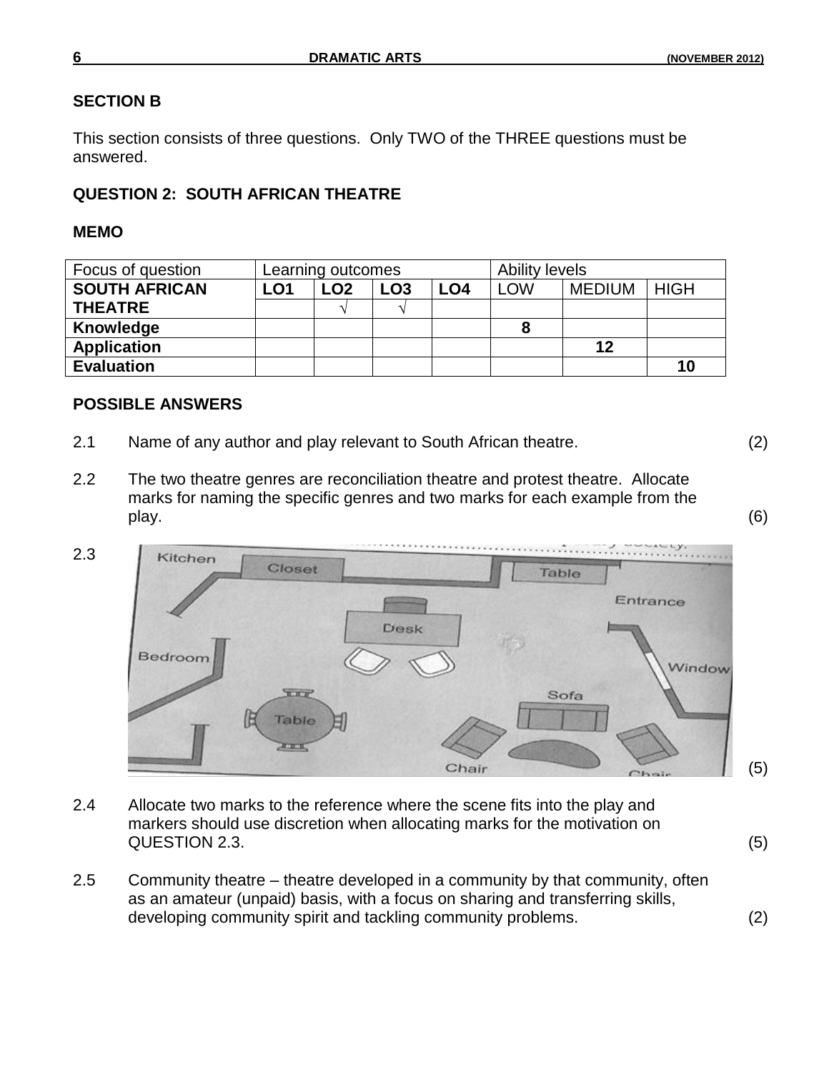## SECTION B

This section consists of three questions. Only TWO of the THREE questions must be answered.

## QUESTION 2: SOUTH AFRICAN THEATRE

**MEMO**

| Focus of question | Learning outcomes | | | | Ability levels | | |
|---|---|---|---|---|---|---|---|
| **SOUTH AFRICAN THEATRE** | **LO1** | **LO2** | **LO3** | **LO4** | LOW | MEDIUM | HIGH |
| | | √ | √ | | | | |
| **Knowledge** | | | | | **8** | | |
| **Application** | | | | | | **12** | |
| **Evaluation** | | | | | | | **10** |

**POSSIBLE ANSWERS**

2.1 Name of any author and play relevant to South African theatre. (2)

2.2 The two theatre genres are reconciliation theatre and protest theatre. Allocate marks for naming the specific genres and two marks for each example from the play. (6)

2.3 (5)

2.4 Allocate two marks to the reference where the scene fits into the play and markers should use discretion when allocating marks for the motivation on QUESTION 2.3. (5)

2.5 Community theatre – theatre developed in a community by that community, often as an amateur (unpaid) basis, with a focus on sharing and transferring skills, developing community spirit and tackling community problems. (2)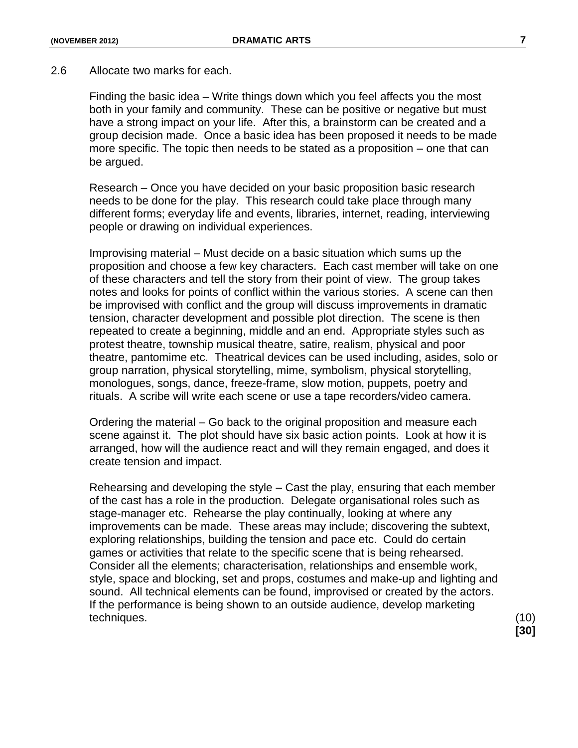2.6 Allocate two marks for each.

Finding the basic idea – Write things down which you feel affects you the most both in your family and community. These can be positive or negative but must have a strong impact on your life. After this, a brainstorm can be created and a group decision made. Once a basic idea has been proposed it needs to be made more specific. The topic then needs to be stated as a proposition – one that can be argued.

Research – Once you have decided on your basic proposition basic research needs to be done for the play. This research could take place through many different forms; everyday life and events, libraries, internet, reading, interviewing people or drawing on individual experiences.

Improvising material – Must decide on a basic situation which sums up the proposition and choose a few key characters. Each cast member will take on one of these characters and tell the story from their point of view. The group takes notes and looks for points of conflict within the various stories. A scene can then be improvised with conflict and the group will discuss improvements in dramatic tension, character development and possible plot direction. The scene is then repeated to create a beginning, middle and an end. Appropriate styles such as protest theatre, township musical theatre, satire, realism, physical and poor theatre, pantomime etc. Theatrical devices can be used including, asides, solo or group narration, physical storytelling, mime, symbolism, physical storytelling, monologues, songs, dance, freeze-frame, slow motion, puppets, poetry and rituals. A scribe will write each scene or use a tape recorders/video camera.

Ordering the material – Go back to the original proposition and measure each scene against it. The plot should have six basic action points. Look at how it is arranged, how will the audience react and will they remain engaged, and does it create tension and impact.

Rehearsing and developing the style – Cast the play, ensuring that each member of the cast has a role in the production. Delegate organisational roles such as stage-manager etc. Rehearse the play continually, looking at where any improvements can be made. These areas may include; discovering the subtext, exploring relationships, building the tension and pace etc. Could do certain games or activities that relate to the specific scene that is being rehearsed. Consider all the elements; characterisation, relationships and ensemble work, style, space and blocking, set and props, costumes and make-up and lighting and sound. All technical elements can be found, improvised or created by the actors. If the performance is being shown to an outside audience, develop marketing techniques. (10)

**[30]**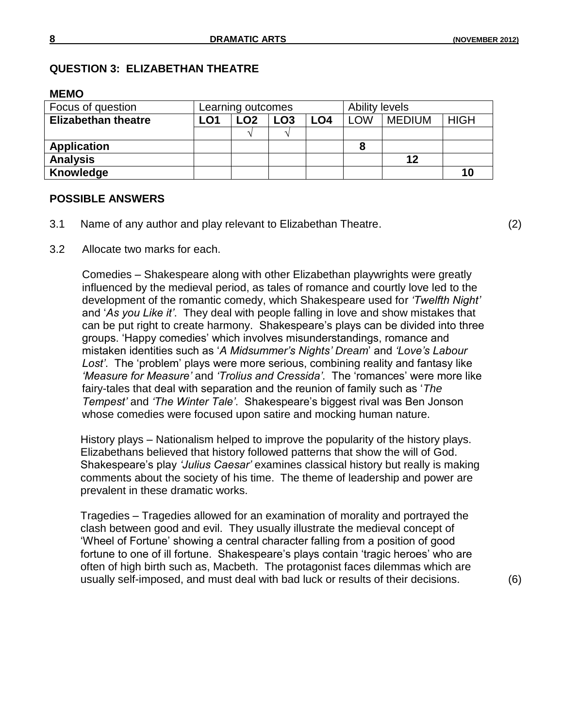## QUESTION 3: ELIZABETHAN THEATRE

**MEMO**

| Focus of question | Learning outcomes | | | | Ability levels | | |
|---|---|---|---|---|---|---|---|
| **Elizabethan theatre** | **LO1** | **LO2** | **LO3** | **LO4** | LOW | MEDIUM | HIGH |
| | | √ | √ | | | | |
| **Application** | | | | | **8** | | |
| **Analysis** | | | | | | **12** | |
| **Knowledge** | | | | | | | **10** |

**POSSIBLE ANSWERS**

3.1 Name of any author and play relevant to Elizabethan Theatre. (2)

3.2 Allocate two marks for each.

Comedies – Shakespeare along with other Elizabethan playwrights were greatly influenced by the medieval period, as tales of romance and courtly love led to the development of the romantic comedy, which Shakespeare used for *'Twelfth Night'* and '*As you Like it'*. They deal with people falling in love and show mistakes that can be put right to create harmony. Shakespeare's plays can be divided into three groups. 'Happy comedies' which involves misunderstandings, romance and mistaken identities such as '*A Midsummer's Nights' Dream*' and *'Love's Labour Lost'*. The 'problem' plays were more serious, combining reality and fantasy like *'Measure for Measure'* and *'Trolius and Cressida'*. The 'romances' were more like fairy-tales that deal with separation and the reunion of family such as '*The Tempest'* and *'The Winter Tale'*. Shakespeare's biggest rival was Ben Jonson whose comedies were focused upon satire and mocking human nature.

History plays – Nationalism helped to improve the popularity of the history plays. Elizabethans believed that history followed patterns that show the will of God. Shakespeare's play *'Julius Caesar'* examines classical history but really is making comments about the society of his time. The theme of leadership and power are prevalent in these dramatic works.

Tragedies – Tragedies allowed for an examination of morality and portrayed the clash between good and evil. They usually illustrate the medieval concept of 'Wheel of Fortune' showing a central character falling from a position of good fortune to one of ill fortune. Shakespeare's plays contain 'tragic heroes' who are often of high birth such as, Macbeth. The protagonist faces dilemmas which are usually self-imposed, and must deal with bad luck or results of their decisions. (6)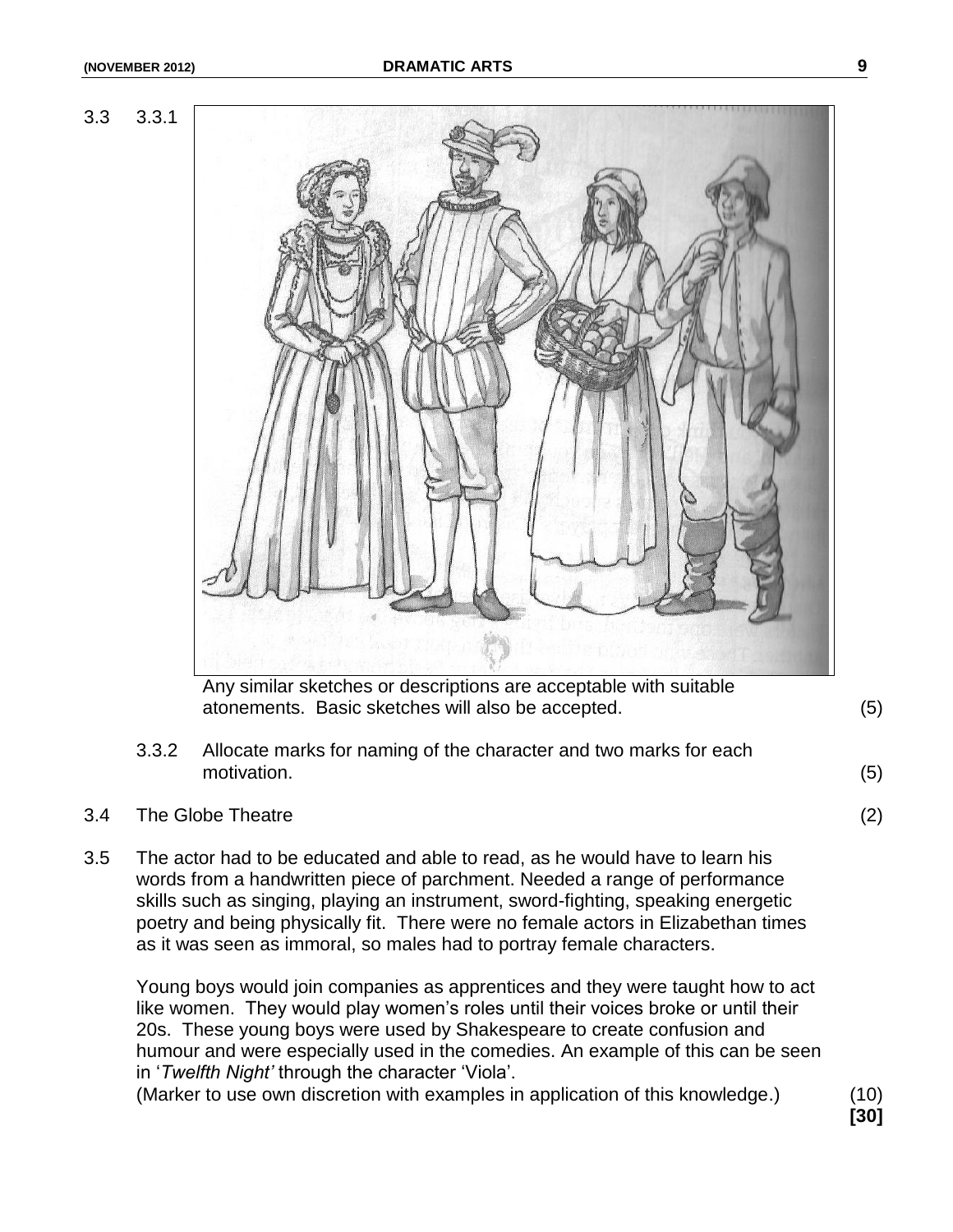3.3 3.3.1

Any similar sketches or descriptions are acceptable with suitable atonements. Basic sketches will also be accepted. (5)

3.3.2 Allocate marks for naming of the character and two marks for each motivation. (5)

3.4 The Globe Theatre (2)

3.5 The actor had to be educated and able to read, as he would have to learn his words from a handwritten piece of parchment. Needed a range of performance skills such as singing, playing an instrument, sword-fighting, speaking energetic poetry and being physically fit. There were no female actors in Elizabethan times as it was seen as immoral, so males had to portray female characters.

Young boys would join companies as apprentices and they were taught how to act like women. They would play women's roles until their voices broke or until their 20s. These young boys were used by Shakespeare to create confusion and humour and were especially used in the comedies. An example of this can be seen in '*Twelfth Night'* through the character 'Viola'.
(Marker to use own discretion with examples in application of this knowledge.) (10)

**[30]**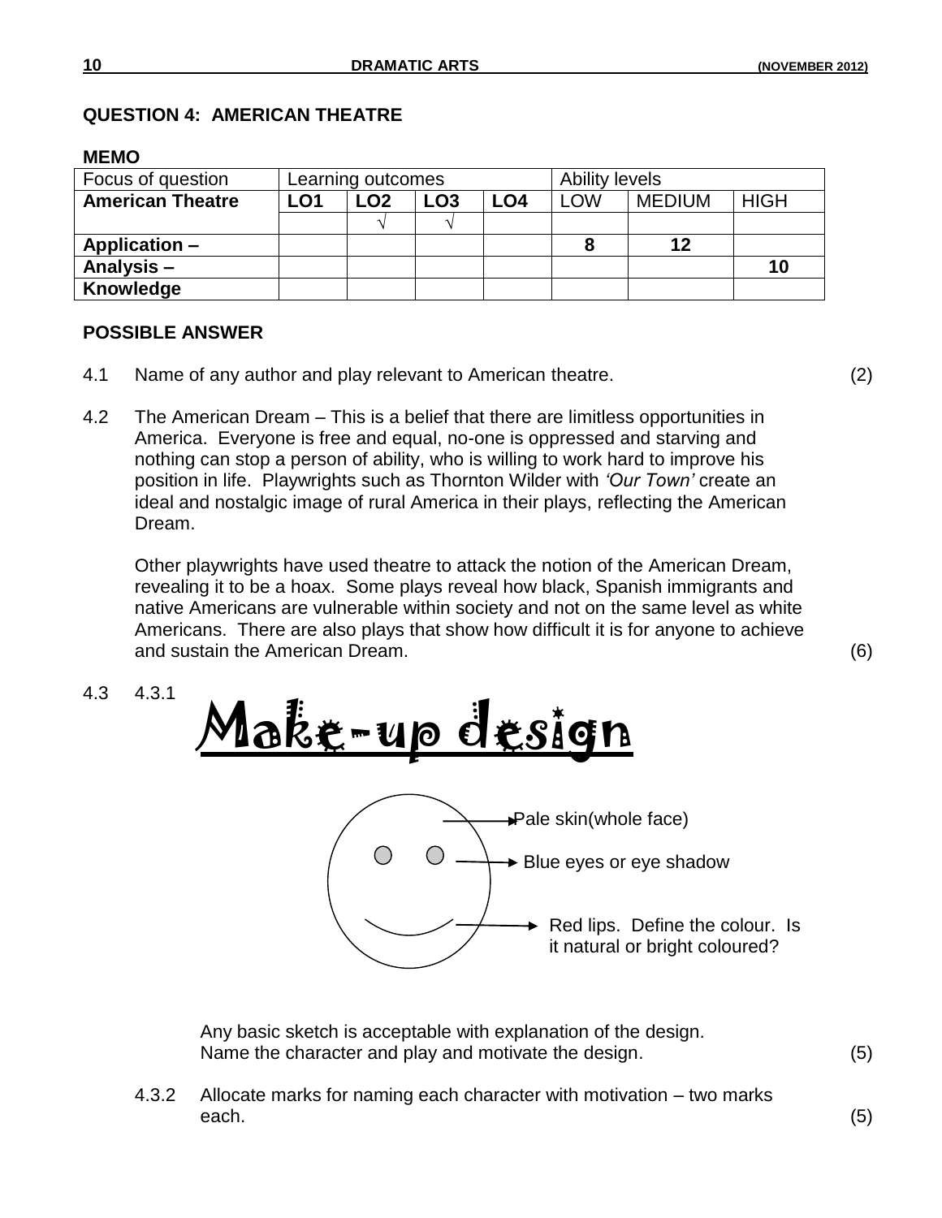## QUESTION 4: AMERICAN THEATRE

**MEMO**

| Focus of question | Learning outcomes | | | | Ability levels | | |
|---|---|---|---|---|---|---|---|
| **American Theatre** | **LO1** | **LO2** | **LO3** | **LO4** | LOW | MEDIUM | HIGH |
| | | √ | √ | | | | |
| **Application –** | | | | | **8** | **12** | |
| **Analysis –** | | | | | | | **10** |
| **Knowledge** | | | | | | | |

**POSSIBLE ANSWER**

4.1 Name of any author and play relevant to American theatre. (2)

4.2 The American Dream – This is a belief that there are limitless opportunities in America. Everyone is free and equal, no-one is oppressed and starving and nothing can stop a person of ability, who is willing to work hard to improve his position in life. Playwrights such as Thornton Wilder with *'Our Town'* create an ideal and nostalgic image of rural America in their plays, reflecting the American Dream.

Other playwrights have used theatre to attack the notion of the American Dream, revealing it to be a hoax. Some plays reveal how black, Spanish immigrants and native Americans are vulnerable within society and not on the same level as white Americans. There are also plays that show how difficult it is for anyone to achieve and sustain the American Dream. (6)

4.3 4.3.1

**Make-up design**

- Pale skin(whole face)
- Blue eyes or eye shadow
- Red lips. Define the colour. Is it natural or bright coloured?

Any basic sketch is acceptable with explanation of the design. Name the character and play and motivate the design. (5)

4.3.2 Allocate marks for naming each character with motivation – two marks each. (5)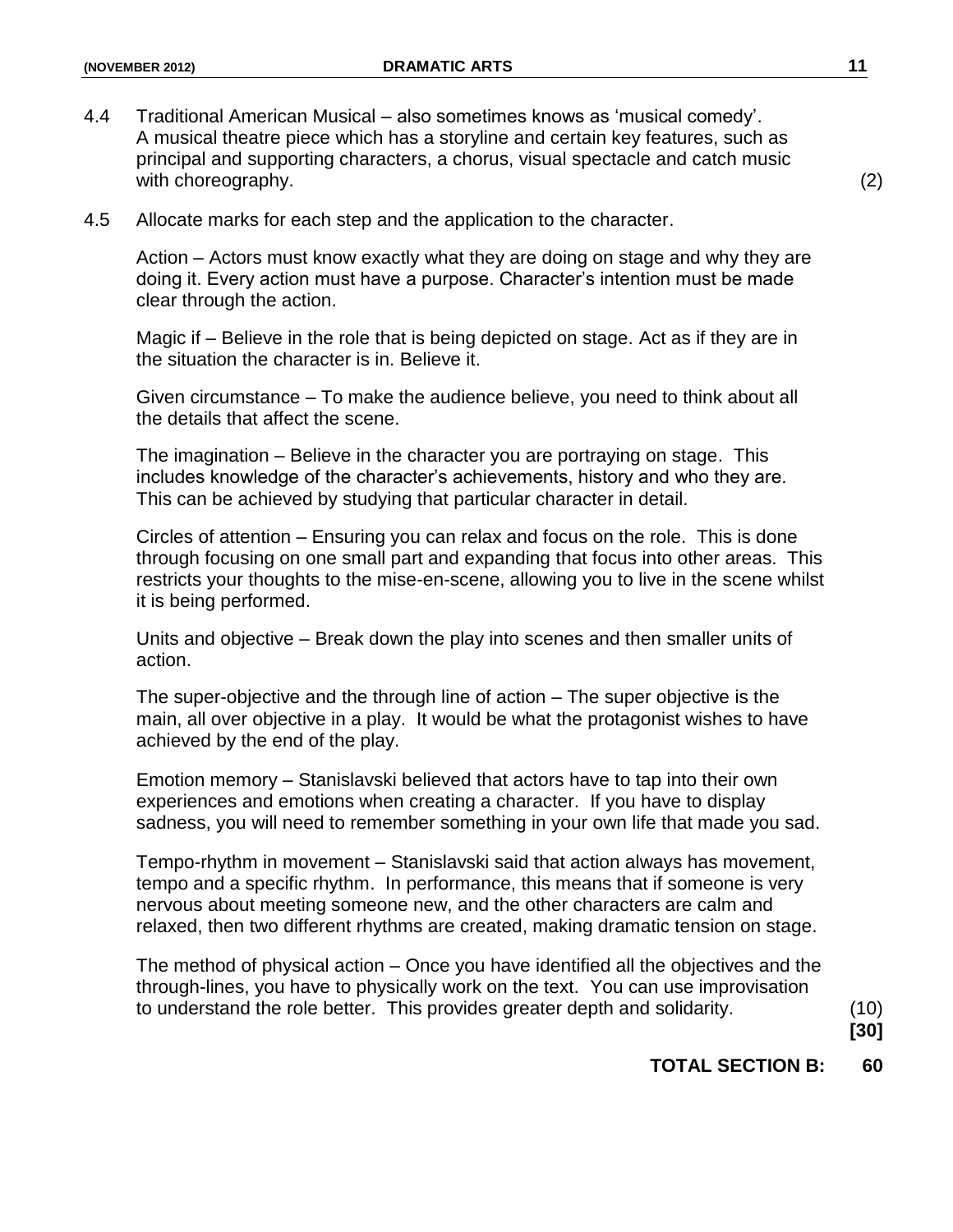4.4 Traditional American Musical – also sometimes knows as 'musical comedy'. A musical theatre piece which has a storyline and certain key features, such as principal and supporting characters, a chorus, visual spectacle and catch music with choreography. (2)

4.5 Allocate marks for each step and the application to the character.

Action – Actors must know exactly what they are doing on stage and why they are doing it. Every action must have a purpose. Character's intention must be made clear through the action.

Magic if – Believe in the role that is being depicted on stage. Act as if they are in the situation the character is in. Believe it.

Given circumstance – To make the audience believe, you need to think about all the details that affect the scene.

The imagination – Believe in the character you are portraying on stage. This includes knowledge of the character's achievements, history and who they are. This can be achieved by studying that particular character in detail.

Circles of attention – Ensuring you can relax and focus on the role. This is done through focusing on one small part and expanding that focus into other areas. This restricts your thoughts to the mise-en-scene, allowing you to live in the scene whilst it is being performed.

Units and objective – Break down the play into scenes and then smaller units of action.

The super-objective and the through line of action – The super objective is the main, all over objective in a play. It would be what the protagonist wishes to have achieved by the end of the play.

Emotion memory – Stanislavski believed that actors have to tap into their own experiences and emotions when creating a character. If you have to display sadness, you will need to remember something in your own life that made you sad.

Tempo-rhythm in movement – Stanislavski said that action always has movement, tempo and a specific rhythm. In performance, this means that if someone is very nervous about meeting someone new, and the other characters are calm and relaxed, then two different rhythms are created, making dramatic tension on stage.

The method of physical action – Once you have identified all the objectives and the through-lines, you have to physically work on the text. You can use improvisation to understand the role better. This provides greater depth and solidarity. (10)

**[30]**

**TOTAL SECTION B: 60**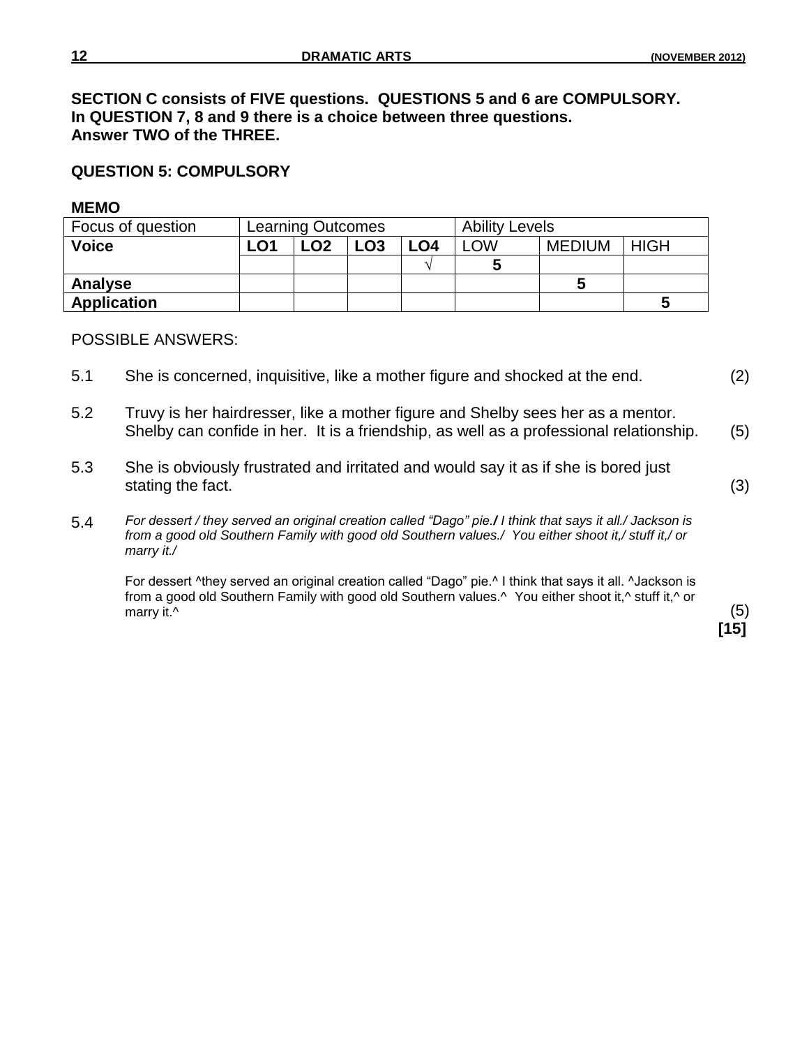**SECTION C consists of FIVE questions. QUESTIONS 5 and 6 are COMPULSORY. In QUESTION 7, 8 and 9 there is a choice between three questions. Answer TWO of the THREE.**

**QUESTION 5: COMPULSORY**

**MEMO**

| Focus of question | Learning Outcomes | | | | Ability Levels | | |
|---|---|---|---|---|---|---|---|
| **Voice** | **LO1** | **LO2** | **LO3** | **LO4** | LOW | MEDIUM | HIGH |
| | | | | √ | **5** | | |
| **Analyse** | | | | | | **5** | |
| **Application** | | | | | | | **5** |

POSSIBLE ANSWERS:

5.1 She is concerned, inquisitive, like a mother figure and shocked at the end. (2)

5.2 Truvy is her hairdresser, like a mother figure and Shelby sees her as a mentor. Shelby can confide in her. It is a friendship, as well as a professional relationship. (5)

5.3 She is obviously frustrated and irritated and would say it as if she is bored just stating the fact. (3)

5.4 *For dessert / they served an original creation called "Dago" pie./ I think that says it all./ Jackson is from a good old Southern Family with good old Southern values./ You either shoot it,/ stuff it,/ or marry it./*

For dessert ^they served an original creation called "Dago" pie.^ I think that says it all. ^Jackson is from a good old Southern Family with good old Southern values.^ You either shoot it,^ stuff it,^ or marry it.^ (5)

**[15]**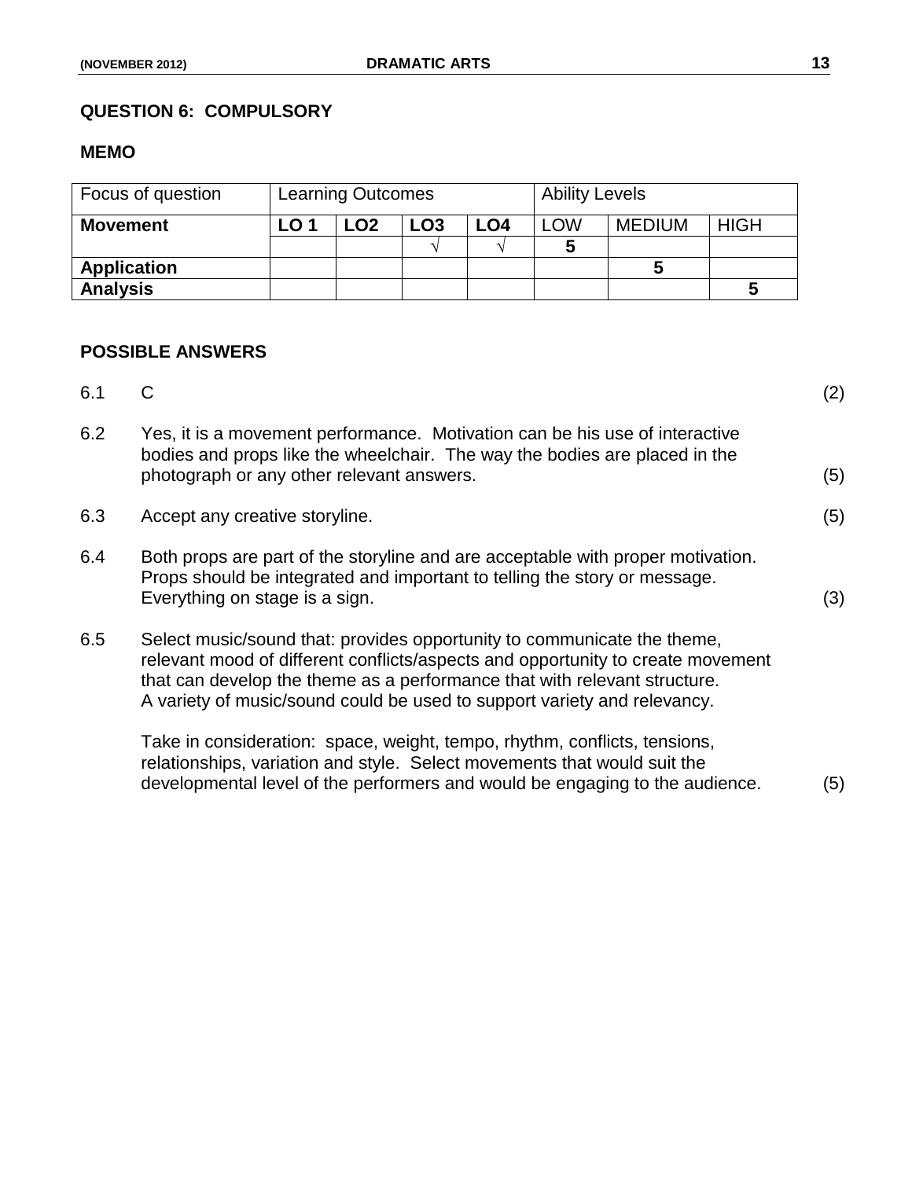**QUESTION 6: COMPULSORY**

**MEMO**

| Focus of question | Learning Outcomes | | | | Ability Levels | | |
|---|---|---|---|---|---|---|---|
| **Movement** | **LO 1** | **LO2** | **LO3** | **LO4** | LOW | MEDIUM | HIGH |
| | | | √ | √ | **5** | | |
| **Application** | | | | | | **5** | |
| **Analysis** | | | | | | | **5** |

**POSSIBLE ANSWERS**

6.1 C (2)

6.2 Yes, it is a movement performance. Motivation can be his use of interactive bodies and props like the wheelchair. The way the bodies are placed in the photograph or any other relevant answers. (5)

6.3 Accept any creative storyline. (5)

6.4 Both props are part of the storyline and are acceptable with proper motivation. Props should be integrated and important to telling the story or message. Everything on stage is a sign. (3)

6.5 Select music/sound that: provides opportunity to communicate the theme, relevant mood of different conflicts/aspects and opportunity to create movement that can develop the theme as a performance that with relevant structure. A variety of music/sound could be used to support variety and relevancy.

Take in consideration: space, weight, tempo, rhythm, conflicts, tensions, relationships, variation and style. Select movements that would suit the developmental level of the performers and would be engaging to the audience. (5)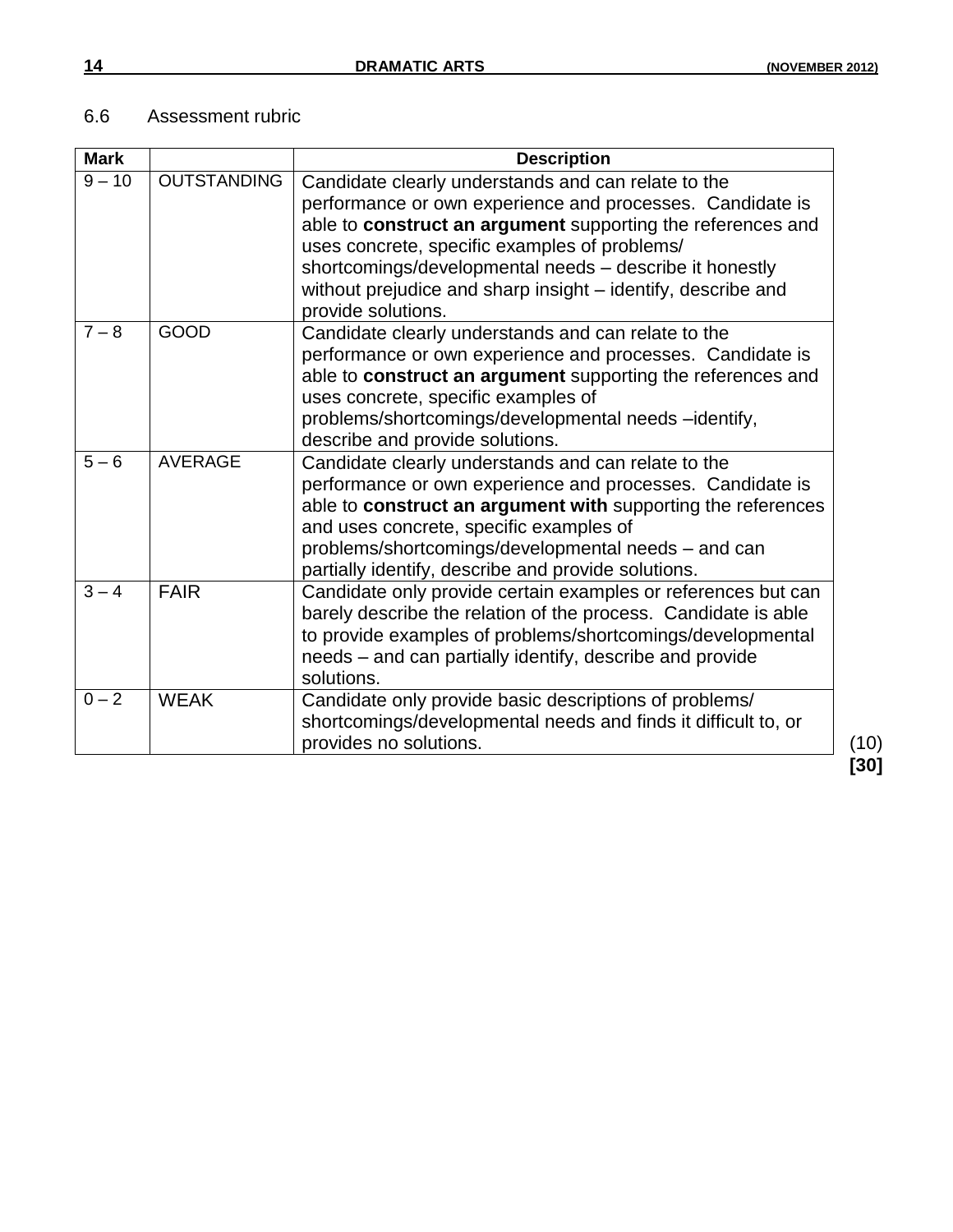6.6 Assessment rubric

| Mark | | Description |
|---|---|---|
| 9 – 10 | OUTSTANDING | Candidate clearly understands and can relate to the performance or own experience and processes. Candidate is able to **construct an argument** supporting the references and uses concrete, specific examples of problems/ shortcomings/developmental needs – describe it honestly without prejudice and sharp insight – identify, describe and provide solutions. |
| 7 – 8 | GOOD | Candidate clearly understands and can relate to the performance or own experience and processes. Candidate is able to **construct an argument** supporting the references and uses concrete, specific examples of problems/shortcomings/developmental needs –identify, describe and provide solutions. |
| 5 – 6 | AVERAGE | Candidate clearly understands and can relate to the performance or own experience and processes. Candidate is able to **construct an argument with** supporting the references and uses concrete, specific examples of problems/shortcomings/developmental needs – and can partially identify, describe and provide solutions. |
| 3 – 4 | FAIR | Candidate only provide certain examples or references but can barely describe the relation of the process. Candidate is able to provide examples of problems/shortcomings/developmental needs – and can partially identify, describe and provide solutions. |
| 0 – 2 | WEAK | Candidate only provide basic descriptions of problems/ shortcomings/developmental needs and finds it difficult to, or provides no solutions. |

(10)

**[30]**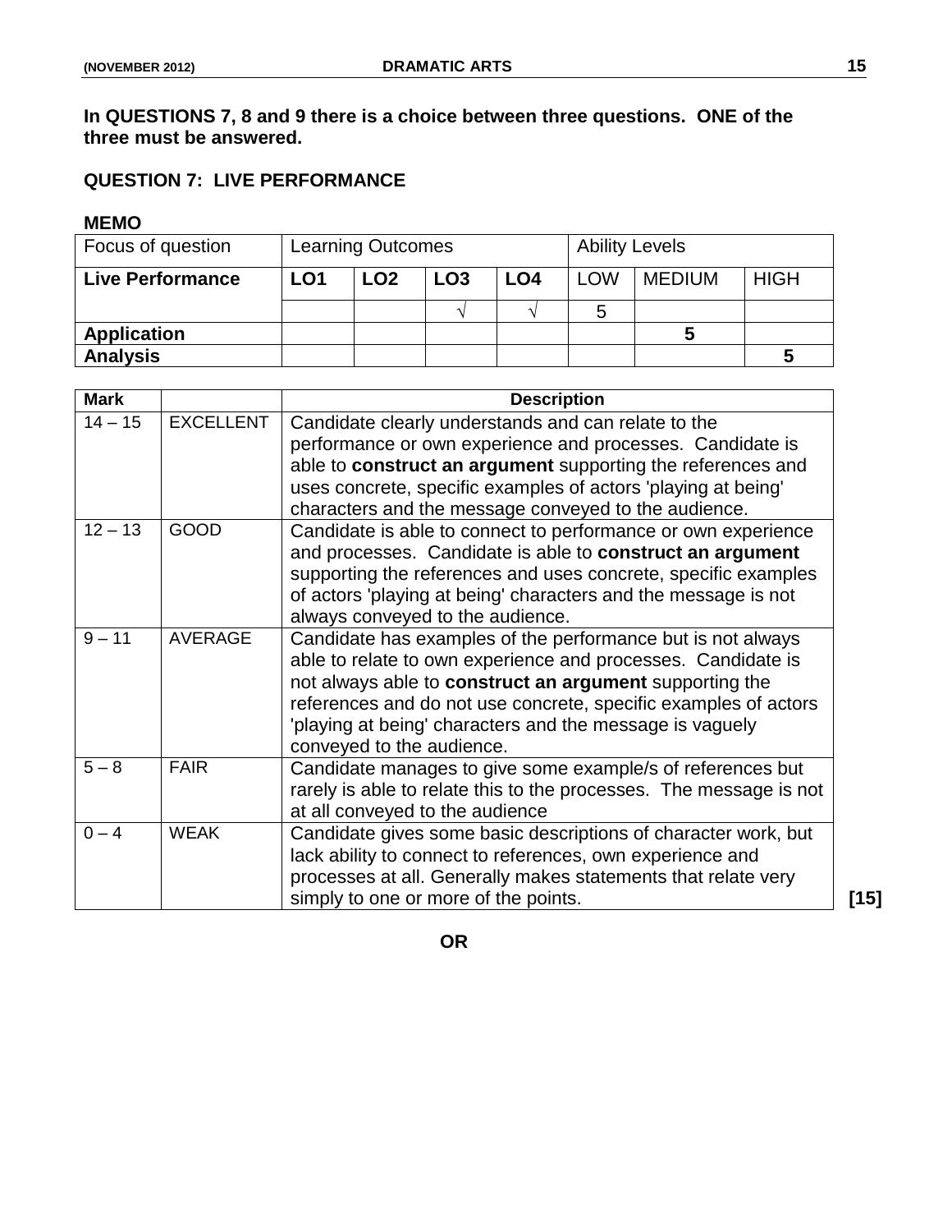**In QUESTIONS 7, 8 and 9 there is a choice between three questions. ONE of the three must be answered.**

## QUESTION 7: LIVE PERFORMANCE

**MEMO**

| Focus of question | Learning Outcomes | | | | Ability Levels | | |
|---|---|---|---|---|---|---|---|
| **Live Performance** | **LO1** | **LO2** | **LO3** | **LO4** | LOW | MEDIUM | HIGH |
| | | | √ | √ | 5 | | |
| **Application** | | | | | | **5** | |
| **Analysis** | | | | | | | **5** |

| Mark | | Description |
|---|---|---|
| 14 – 15 | EXCELLENT | Candidate clearly understands and can relate to the performance or own experience and processes. Candidate is able to **construct an argument** supporting the references and uses concrete, specific examples of actors 'playing at being' characters and the message conveyed to the audience. |
| 12 – 13 | GOOD | Candidate is able to connect to performance or own experience and processes. Candidate is able to **construct an argument** supporting the references and uses concrete, specific examples of actors 'playing at being' characters and the message is not always conveyed to the audience. |
| 9 – 11 | AVERAGE | Candidate has examples of the performance but is not always able to relate to own experience and processes. Candidate is not always able to **construct an argument** supporting the references and do not use concrete, specific examples of actors 'playing at being' characters and the message is vaguely conveyed to the audience. |
| 5 – 8 | FAIR | Candidate manages to give some example/s of references but rarely is able to relate this to the processes. The message is not at all conveyed to the audience |
| 0 – 4 | WEAK | Candidate gives some basic descriptions of character work, but lack ability to connect to references, own experience and processes at all. Generally makes statements that relate very simply to one or more of the points. |

**[15]**

**OR**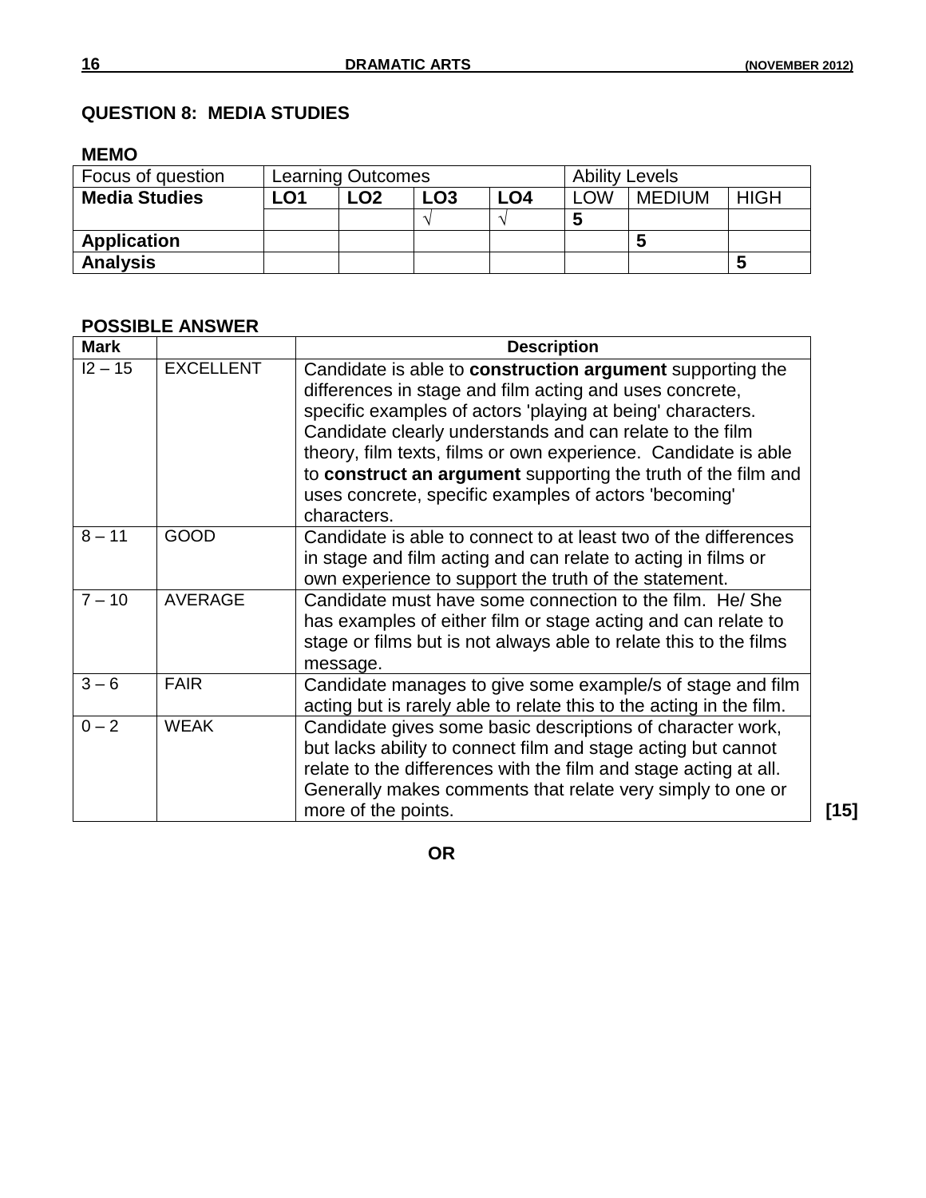## QUESTION 8: MEDIA STUDIES

**MEMO**

| Focus of question | Learning Outcomes | | | | Ability Levels | | |
|---|---|---|---|---|---|---|---|
| **Media Studies** | **LO1** | **LO2** | **LO3** | **LO4** | LOW | MEDIUM | HIGH |
| | | | √ | √ | **5** | | |
| **Application** | | | | | | **5** | |
| **Analysis** | | | | | | | **5** |

**POSSIBLE ANSWER**

| Mark | | Description |
|---|---|---|
| I2 – 15 | EXCELLENT | Candidate is able to **construction argument** supporting the differences in stage and film acting and uses concrete, specific examples of actors 'playing at being' characters. Candidate clearly understands and can relate to the film theory, film texts, films or own experience. Candidate is able to **construct an argument** supporting the truth of the film and uses concrete, specific examples of actors 'becoming' characters. |
| 8 – 11 | GOOD | Candidate is able to connect to at least two of the differences in stage and film acting and can relate to acting in films or own experience to support the truth of the statement. |
| 7 – 10 | AVERAGE | Candidate must have some connection to the film. He/ She has examples of either film or stage acting and can relate to stage or films but is not always able to relate this to the films message. |
| 3 – 6 | FAIR | Candidate manages to give some example/s of stage and film acting but is rarely able to relate this to the acting in the film. |
| 0 – 2 | WEAK | Candidate gives some basic descriptions of character work, but lacks ability to connect film and stage acting but cannot relate to the differences with the film and stage acting at all. Generally makes comments that relate very simply to one or more of the points. |

**[15]**

**OR**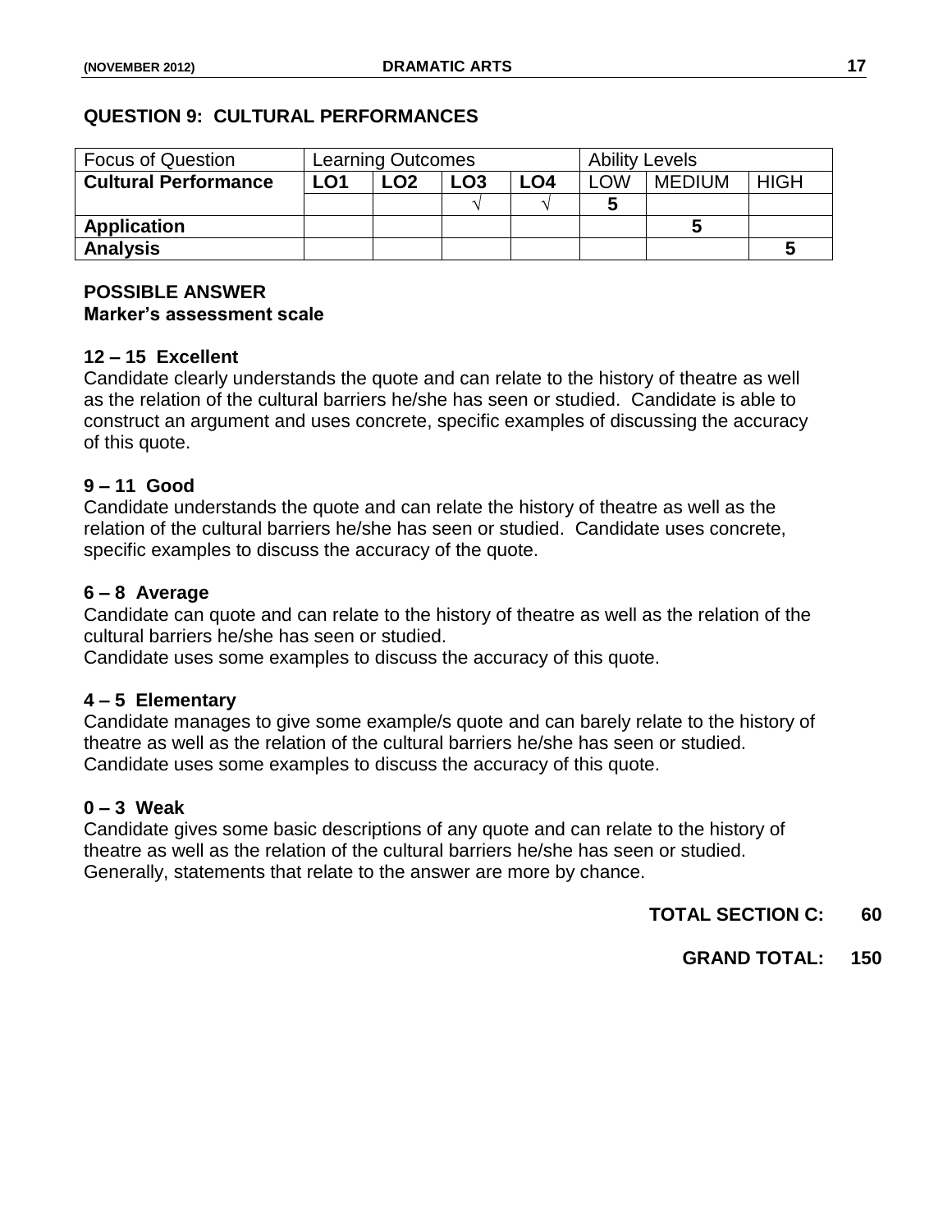## QUESTION 9: CULTURAL PERFORMANCES

| Focus of Question | Learning Outcomes | | | | Ability Levels | | |
|---|---|---|---|---|---|---|---|
| **Cultural Performance** | **LO1** | **LO2** | **LO3** | **LO4** | LOW | MEDIUM | HIGH |
| | | | √ | √ | **5** | | |
| **Application** | | | | | | **5** | |
| **Analysis** | | | | | | | **5** |

**POSSIBLE ANSWER**
**Marker's assessment scale**

**12 – 15 Excellent**
Candidate clearly understands the quote and can relate to the history of theatre as well as the relation of the cultural barriers he/she has seen or studied. Candidate is able to construct an argument and uses concrete, specific examples of discussing the accuracy of this quote.

**9 – 11 Good**
Candidate understands the quote and can relate the history of theatre as well as the relation of the cultural barriers he/she has seen or studied. Candidate uses concrete, specific examples to discuss the accuracy of the quote.

**6 – 8 Average**
Candidate can quote and can relate to the history of theatre as well as the relation of the cultural barriers he/she has seen or studied.
Candidate uses some examples to discuss the accuracy of this quote.

**4 – 5 Elementary**
Candidate manages to give some example/s quote and can barely relate to the history of theatre as well as the relation of the cultural barriers he/she has seen or studied.
Candidate uses some examples to discuss the accuracy of this quote.

**0 – 3 Weak**
Candidate gives some basic descriptions of any quote and can relate to the history of theatre as well as the relation of the cultural barriers he/she has seen or studied.
Generally, statements that relate to the answer are more by chance.

**TOTAL SECTION C: 60**

**GRAND TOTAL: 150**